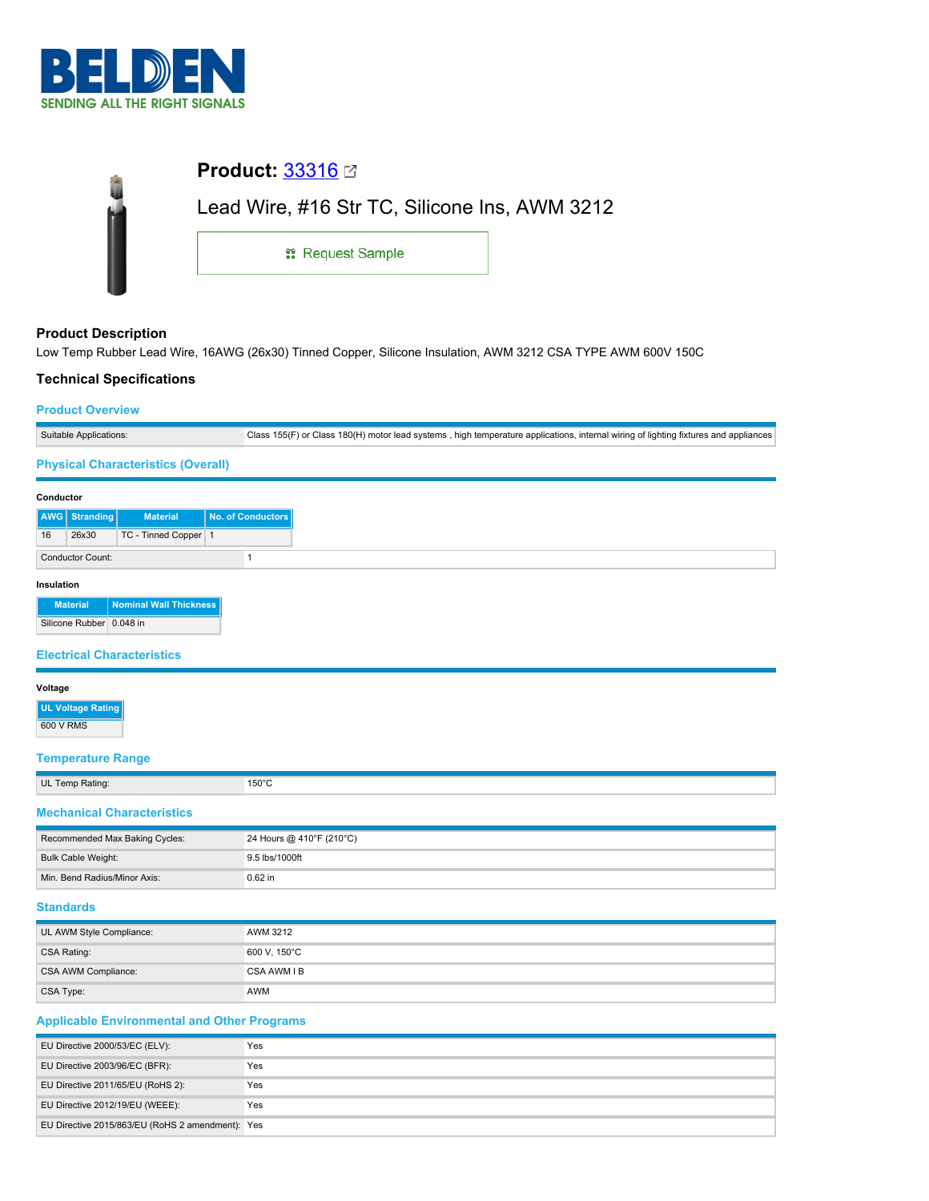# Product: 33316

## Lead Wire, #16 Str TC, Silicone Ins, AWM 3212

Request Sample

### Product Description

Low Temp Rubber Lead Wire, 16AWG (26x30) Tinned Copper, Silicone Insulation, AWM 3212 CSA TYPE AWM 600V 150C

### Technical Specifications

#### Product Overview

| | |
|---|---|
| Suitable Applications: | Class 155(F) or Class 180(H) motor lead systems , high temperature applications, internal wiring of lighting fixtures and appliances |

#### Physical Characteristics (Overall)

**Conductor**

| AWG | Stranding | Material | No. of Conductors |
|---|---|---|---|
| 16 | 26x30 | TC - Tinned Copper | 1 |

| | |
|---|---|
| Conductor Count: | 1 |

**Insulation**

| Material | Nominal Wall Thickness |
|---|---|
| Silicone Rubber | 0.048 in |

#### Electrical Characteristics

**Voltage**

| UL Voltage Rating |
|---|
| 600 V RMS |

#### Temperature Range

| | |
|---|---|
| UL Temp Rating: | 150°C |

#### Mechanical Characteristics

| | |
|---|---|
| Recommended Max Baking Cycles: | 24 Hours @ 410°F (210°C) |
| Bulk Cable Weight: | 9.5 lbs/1000ft |
| Min. Bend Radius/Minor Axis: | 0.62 in |

#### Standards

| | |
|---|---|
| UL AWM Style Compliance: | AWM 3212 |
| CSA Rating: | 600 V, 150°C |
| CSA AWM Compliance: | CSA AWM I B |
| CSA Type: | AWM |

#### Applicable Environmental and Other Programs

| | |
|---|---|
| EU Directive 2000/53/EC (ELV): | Yes |
| EU Directive 2003/96/EC (BFR): | Yes |
| EU Directive 2011/65/EU (RoHS 2): | Yes |
| EU Directive 2012/19/EU (WEEE): | Yes |
| EU Directive 2015/863/EU (RoHS 2 amendment): | Yes |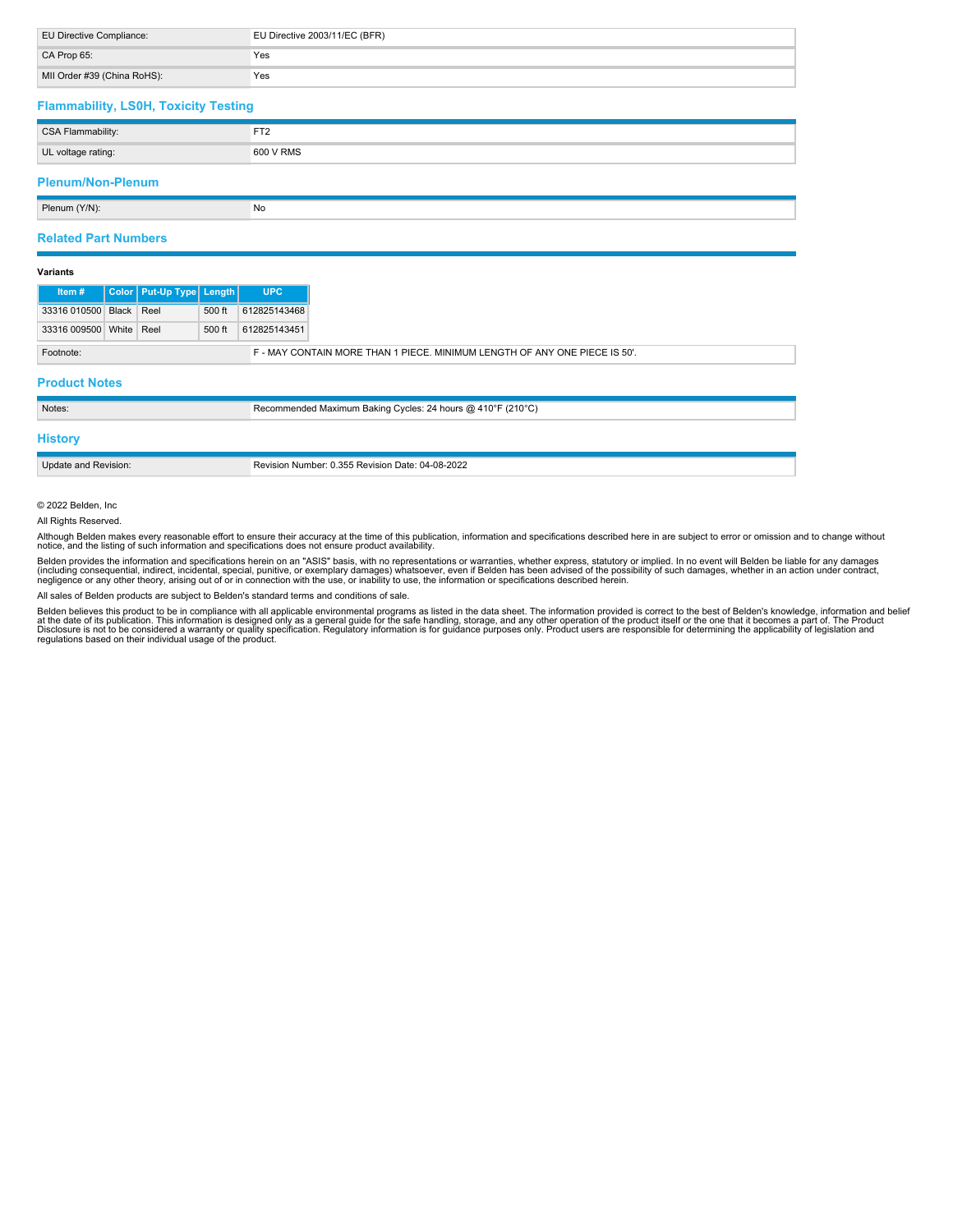| | |
|---|---|
| EU Directive Compliance: | EU Directive 2003/11/EC (BFR) |
| CA Prop 65: | Yes |
| MII Order #39 (China RoHS): | Yes |

## Flammability, LS0H, Toxicity Testing

| | |
|---|---|
| CSA Flammability: | FT2 |
| UL voltage rating: | 600 V RMS |

## Plenum/Non-Plenum

| | |
|---|---|
| Plenum (Y/N): | No |

## Related Part Numbers

**Variants**

| Item # | Color | Put-Up Type | Length | UPC |
|---|---|---|---|---|
| 33316 010500 | Black | Reel | 500 ft | 612825143468 |
| 33316 009500 | White | Reel | 500 ft | 612825143451 |

| | |
|---|---|
| Footnote: | F - MAY CONTAIN MORE THAN 1 PIECE. MINIMUM LENGTH OF ANY ONE PIECE IS 50'. |

## Product Notes

| | |
|---|---|
| Notes: | Recommended Maximum Baking Cycles: 24 hours @ 410°F (210°C) |

## History

| | |
|---|---|
| Update and Revision: | Revision Number: 0.355 Revision Date: 04-08-2022 |

© 2022 Belden, Inc

All Rights Reserved.

Although Belden makes every reasonable effort to ensure their accuracy at the time of this publication, information and specifications described here in are subject to error or omission and to change without notice, and the listing of such information and specifications does not ensure product availability.

Belden provides the information and specifications herein on an "ASIS" basis, with no representations or warranties, whether express, statutory or implied. In no event will Belden be liable for any damages (including consequential, indirect, incidental, special, punitive, or exemplary damages) whatsoever, even if Belden has been advised of the possibility of such damages, whether in an action under contract, negligence or any other theory, arising out of or in connection with the use, or inability to use, the information or specifications described herein.

All sales of Belden products are subject to Belden's standard terms and conditions of sale.

Belden believes this product to be in compliance with all applicable environmental programs as listed in the data sheet. The information provided is correct to the best of Belden's knowledge, information and belief at the date of its publication. This information is designed only as a general guide for the safe handling, storage, and any other operation of the product itself or the one that it becomes a part of. The Product Disclosure is not to be considered a warranty or quality specification. Regulatory information is for guidance purposes only. Product users are responsible for determining the applicability of legislation and regulations based on their individual usage of the product.